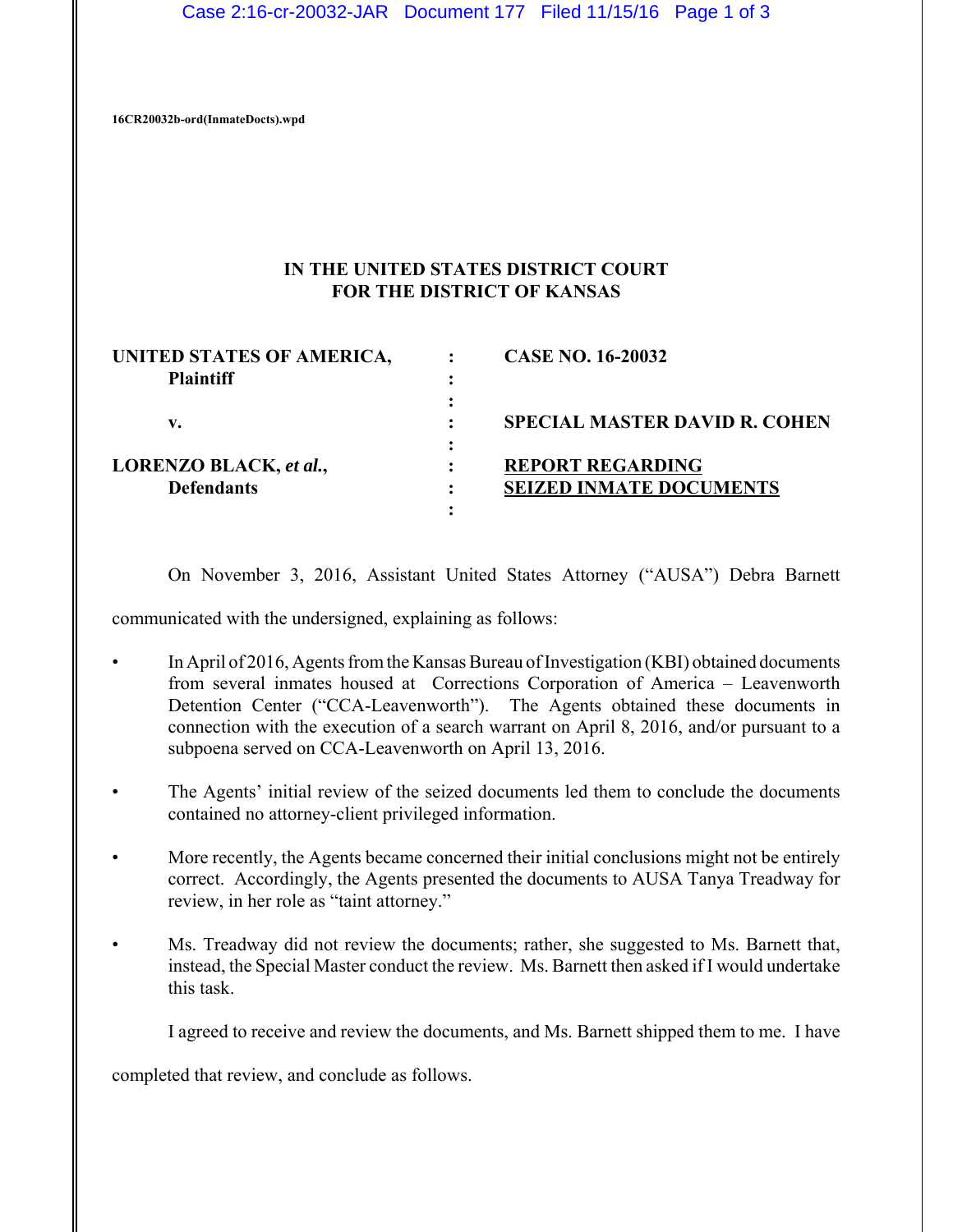16CR20032b-ord(InmateDocts).wpd

**IN THE UNITED STATES DISTRICT COURT**
**FOR THE DISTRICT OF KANSAS**

| | | |
|---|---|---|
| **UNITED STATES OF AMERICA,** | : | **CASE NO. 16-20032** |
| **Plaintiff** | : | |
| | : | |
| **v.** | : | **SPECIAL MASTER DAVID R. COHEN** |
| | : | |
| **LORENZO BLACK, *et al.*,** | : | **REPORT REGARDING** |
| **Defendants** | : | **SEIZED INMATE DOCUMENTS** |
| | : | |

On November 3, 2016, Assistant United States Attorney ("AUSA") Debra Barnett communicated with the undersigned, explaining as follows:

- In April of 2016, Agents from the Kansas Bureau of Investigation (KBI) obtained documents from several inmates housed at Corrections Corporation of America – Leavenworth Detention Center ("CCA-Leavenworth"). The Agents obtained these documents in connection with the execution of a search warrant on April 8, 2016, and/or pursuant to a subpoena served on CCA-Leavenworth on April 13, 2016.

- The Agents' initial review of the seized documents led them to conclude the documents contained no attorney-client privileged information.

- More recently, the Agents became concerned their initial conclusions might not be entirely correct. Accordingly, the Agents presented the documents to AUSA Tanya Treadway for review, in her role as "taint attorney."

- Ms. Treadway did not review the documents; rather, she suggested to Ms. Barnett that, instead, the Special Master conduct the review. Ms. Barnett then asked if I would undertake this task.

I agreed to receive and review the documents, and Ms. Barnett shipped them to me. I have completed that review, and conclude as follows.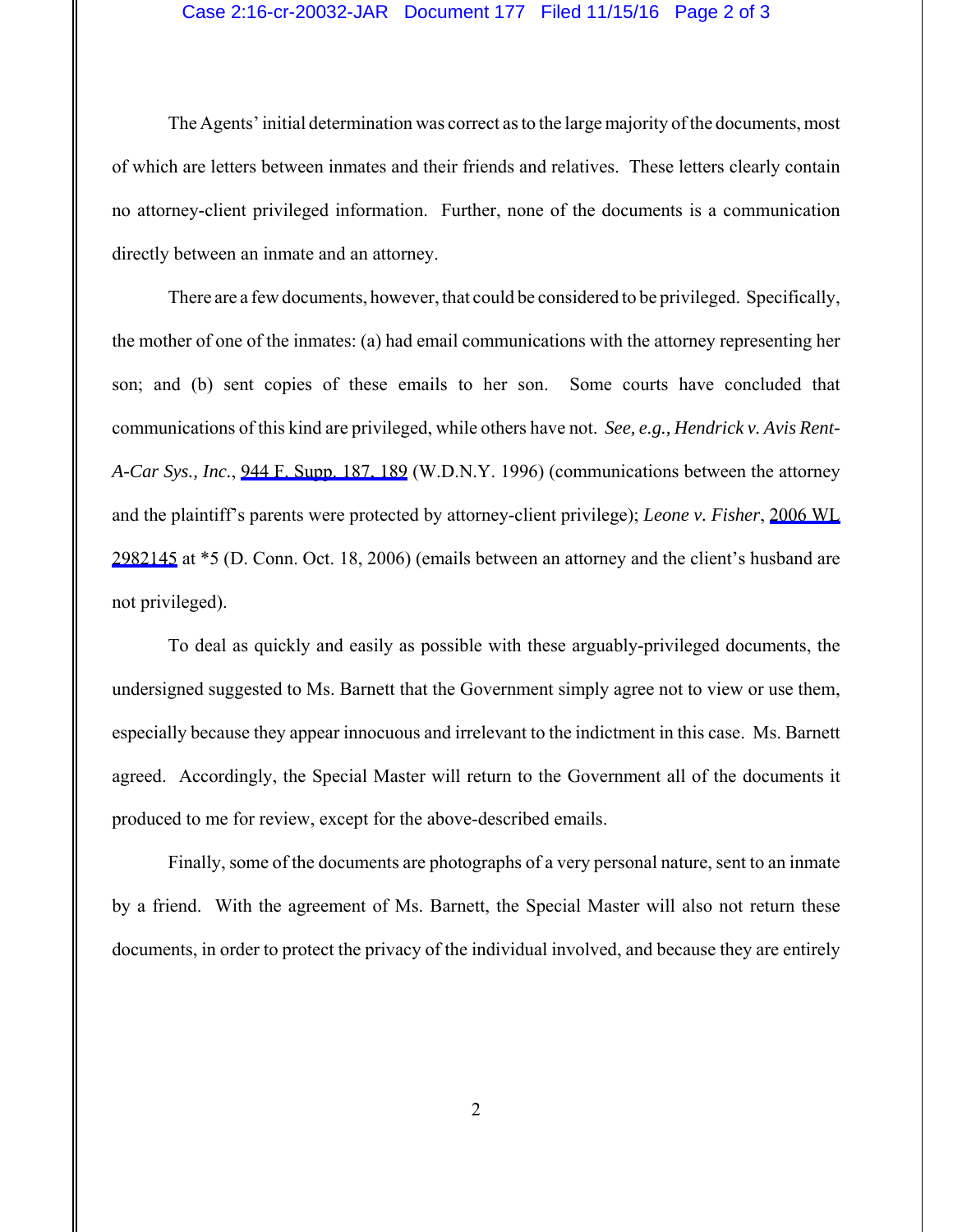The Agents' initial determination was correct as to the large majority of the documents, most of which are letters between inmates and their friends and relatives. These letters clearly contain no attorney-client privileged information. Further, none of the documents is a communication directly between an inmate and an attorney.

There are a few documents, however, that could be considered to be privileged. Specifically, the mother of one of the inmates: (a) had email communications with the attorney representing her son; and (b) sent copies of these emails to her son. Some courts have concluded that communications of this kind are privileged, while others have not. *See, e.g., Hendrick v. Avis Rent-A-Car Sys., Inc.*, 944 F. Supp. 187, 189 (W.D.N.Y. 1996) (communications between the attorney and the plaintiff's parents were protected by attorney-client privilege); *Leone v. Fisher*, 2006 WL 2982145 at *5 (D. Conn. Oct. 18, 2006) (emails between an attorney and the client's husband are not privileged).

To deal as quickly and easily as possible with these arguably-privileged documents, the undersigned suggested to Ms. Barnett that the Government simply agree not to view or use them, especially because they appear innocuous and irrelevant to the indictment in this case. Ms. Barnett agreed. Accordingly, the Special Master will return to the Government all of the documents it produced to me for review, except for the above-described emails.

Finally, some of the documents are photographs of a very personal nature, sent to an inmate by a friend. With the agreement of Ms. Barnett, the Special Master will also not return these documents, in order to protect the privacy of the individual involved, and because they are entirely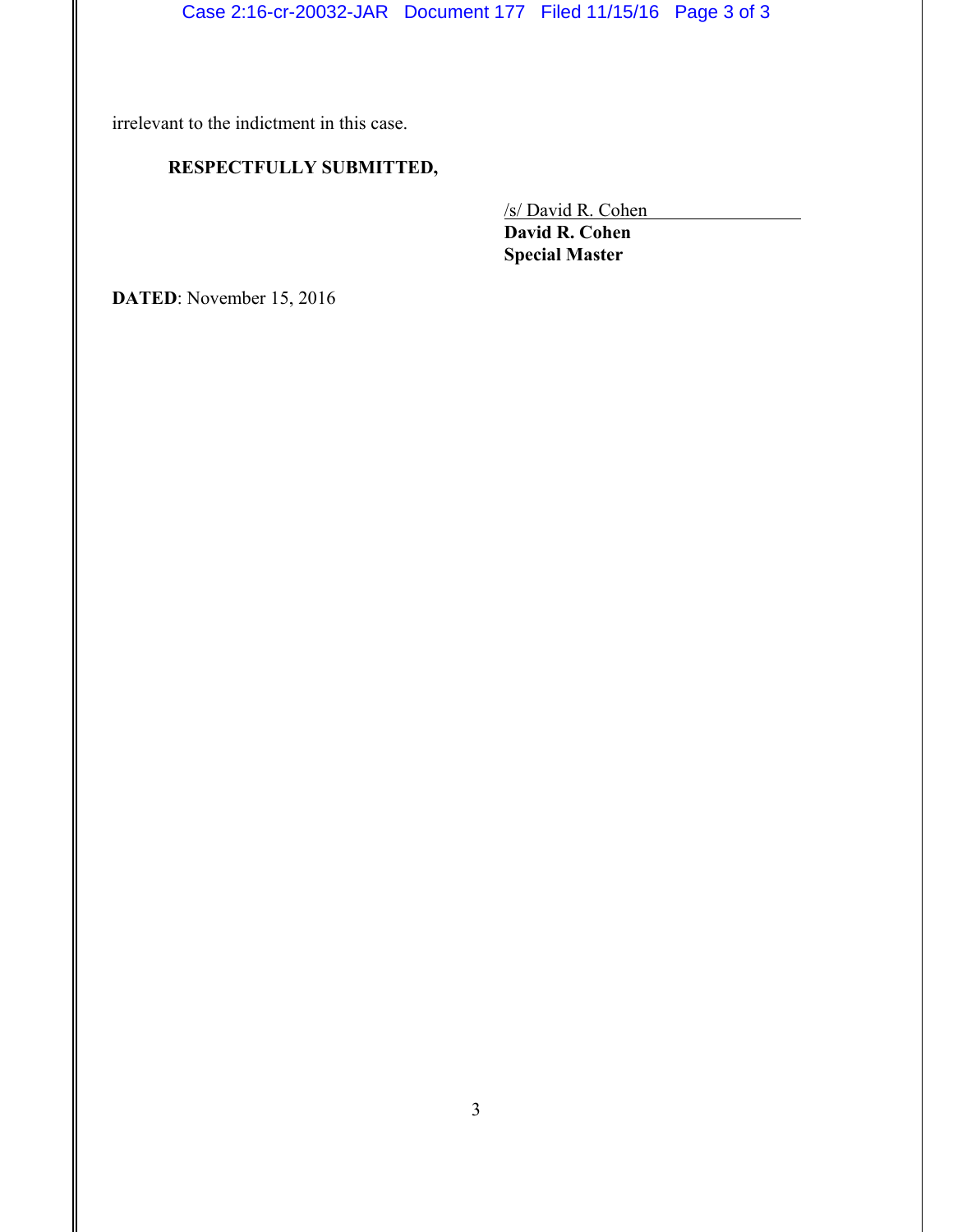irrelevant to the indictment in this case.

**RESPECTFULLY SUBMITTED,**

/s/ David R. Cohen
**David R. Cohen**
**Special Master**

**DATED**: November 15, 2016